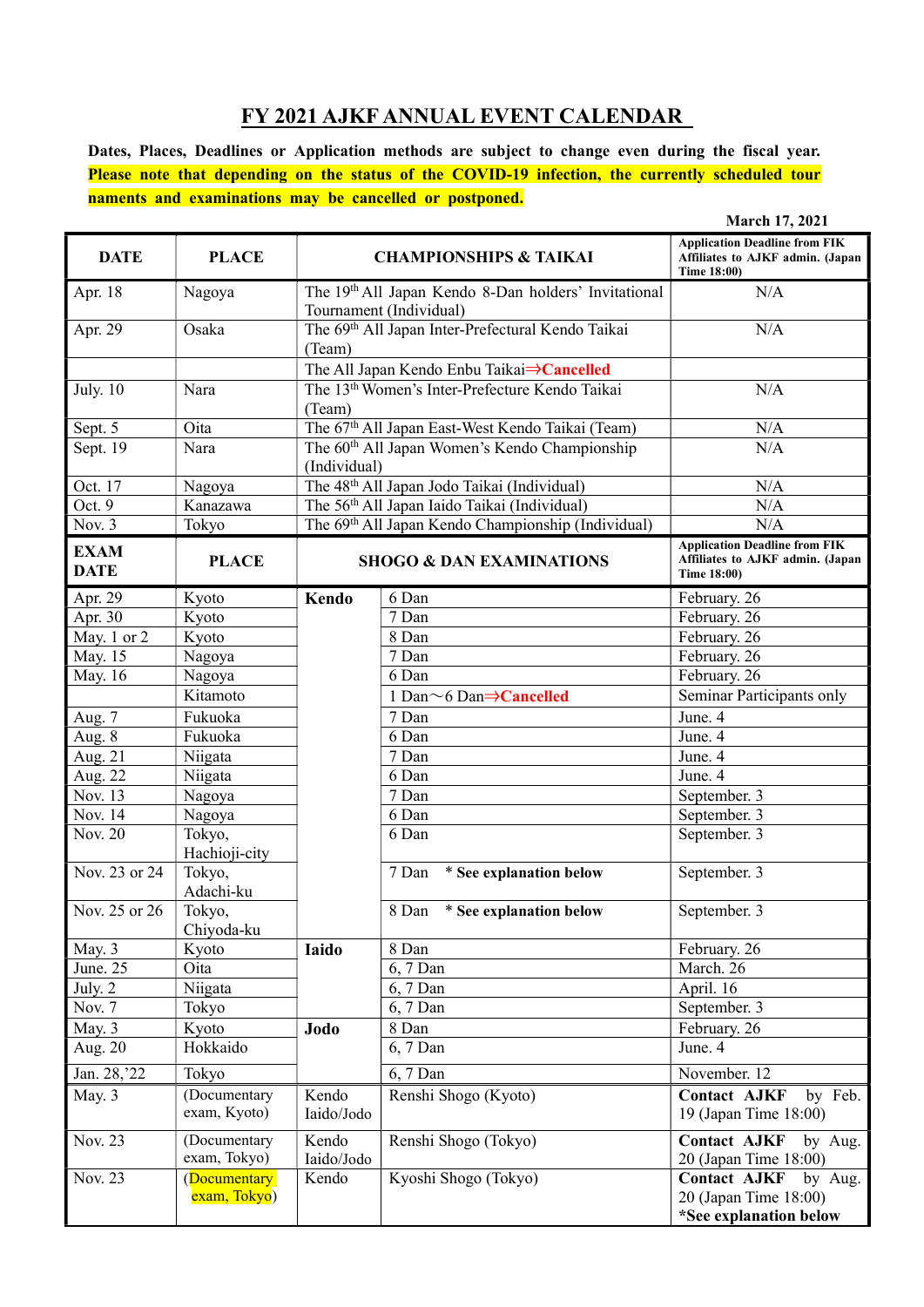# FY 2021 AJKF ANNUAL EVENT CALENDAR

**Dates, Places, Deadlines or Application methods are subject to change even during the fiscal year. Please note that depending on the status of the COVID-19 infection, the currently scheduled tournaments and examinations may be cancelled or postponed.**

**March 17, 2021**

| DATE | PLACE | CHAMPIONSHIPS & TAIKAI | Application Deadline from FIK Affiliates to AJKF admin. (Japan Time 18:00) |
|---|---|---|---|
| Apr. 18 | Nagoya | The 19th All Japan Kendo 8-Dan holders' Invitational Tournament (Individual) | N/A |
| Apr. 29 | Osaka | The 69th All Japan Inter-Prefectural Kendo Taikai (Team) | N/A |
| | | The All Japan Kendo Enbu Taikai⇒**Cancelled** | |
| July. 10 | Nara | The 13th Women's Inter-Prefecture Kendo Taikai (Team) | N/A |
| Sept. 5 | Oita | The 67th All Japan East-West Kendo Taikai (Team) | N/A |
| Sept. 19 | Nara | The 60th All Japan Women's Kendo Championship (Individual) | N/A |
| Oct. 17 | Nagoya | The 48th All Japan Jodo Taikai (Individual) | N/A |
| Oct. 9 | Kanazawa | The 56th All Japan Iaido Taikai (Individual) | N/A |
| Nov. 3 | Tokyo | The 69th All Japan Kendo Championship (Individual) | N/A |

| EXAM DATE | PLACE | SHOGO & DAN EXAMINATIONS | | Application Deadline from FIK Affiliates to AJKF admin. (Japan Time 18:00) |
|---|---|---|---|---|
| Apr. 29 | Kyoto | **Kendo** | 6 Dan | February. 26 |
| Apr. 30 | Kyoto | | 7 Dan | February. 26 |
| May. 1 or 2 | Kyoto | | 8 Dan | February. 26 |
| May. 15 | Nagoya | | 7 Dan | February. 26 |
| May. 16 | Nagoya | | 6 Dan | February. 26 |
| | Kitamoto | | 1 Dan～6 Dan⇒**Cancelled** | Seminar Participants only |
| Aug. 7 | Fukuoka | | 7 Dan | June. 4 |
| Aug. 8 | Fukuoka | | 6 Dan | June. 4 |
| Aug. 21 | Niigata | | 7 Dan | June. 4 |
| Aug. 22 | Niigata | | 6 Dan | June. 4 |
| Nov. 13 | Nagoya | | 7 Dan | September. 3 |
| Nov. 14 | Nagoya | | 6 Dan | September. 3 |
| Nov. 20 | Tokyo, Hachioji-city | | 6 Dan | September. 3 |
| Nov. 23 or 24 | Tokyo, Adachi-ku | | 7 Dan **\* See explanation below** | September. 3 |
| Nov. 25 or 26 | Tokyo, Chiyoda-ku | | 8 Dan **\* See explanation below** | September. 3 |
| May. 3 | Kyoto | **Iaido** | 8 Dan | February. 26 |
| June. 25 | Oita | | 6, 7 Dan | March. 26 |
| July. 2 | Niigata | | 6, 7 Dan | April. 16 |
| Nov. 7 | Tokyo | | 6, 7 Dan | September. 3 |
| May. 3 | Kyoto | **Jodo** | 8 Dan | February. 26 |
| Aug. 20 | Hokkaido | | 6, 7 Dan | June. 4 |
| Jan. 28,'22 | Tokyo | | 6, 7 Dan | November. 12 |
| May. 3 | (Documentary exam, Kyoto) | Kendo Iaido/Jodo | Renshi Shogo (Kyoto) | **Contact AJKF** by Feb. 19 (Japan Time 18:00) |
| Nov. 23 | (Documentary exam, Tokyo) | Kendo Iaido/Jodo | Renshi Shogo (Tokyo) | **Contact AJKF** by Aug. 20 (Japan Time 18:00) |
| Nov. 23 | (Documentary exam, Tokyo) | Kendo | Kyoshi Shogo (Tokyo) | **Contact AJKF** by Aug. 20 (Japan Time 18:00) **\*See explanation below** |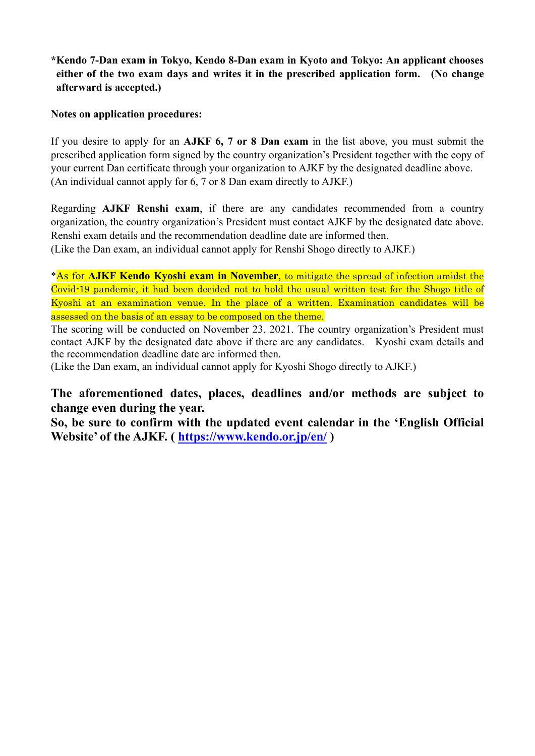**\*Kendo 7-Dan exam in Tokyo, Kendo 8-Dan exam in Kyoto and Tokyo: An applicant chooses either of the two exam days and writes it in the prescribed application form. (No change afterward is accepted.)**

**Notes on application procedures:**

If you desire to apply for an **AJKF 6, 7 or 8 Dan exam** in the list above, you must submit the prescribed application form signed by the country organization's President together with the copy of your current Dan certificate through your organization to AJKF by the designated deadline above. (An individual cannot apply for 6, 7 or 8 Dan exam directly to AJKF.)

Regarding **AJKF Renshi exam**, if there are any candidates recommended from a country organization, the country organization's President must contact AJKF by the designated date above. Renshi exam details and the recommendation deadline date are informed then.
(Like the Dan exam, an individual cannot apply for Renshi Shogo directly to AJKF.)

\*As for **AJKF Kendo Kyoshi exam in November**, to mitigate the spread of infection amidst the Covid-19 pandemic, it had been decided not to hold the usual written test for the Shogo title of Kyoshi at an examination venue. In the place of a written. Examination candidates will be assessed on the basis of an essay to be composed on the theme.
The scoring will be conducted on November 23, 2021. The country organization's President must contact AJKF by the designated date above if there are any candidates. Kyoshi exam details and the recommendation deadline date are informed then.
(Like the Dan exam, an individual cannot apply for Kyoshi Shogo directly to AJKF.)

**The aforementioned dates, places, deadlines and/or methods are subject to change even during the year.**
**So, be sure to confirm with the updated event calendar in the 'English Official Website' of the AJKF. ( [https://www.kendo.or.jp/en/](https://www.kendo.or.jp/en/) )**